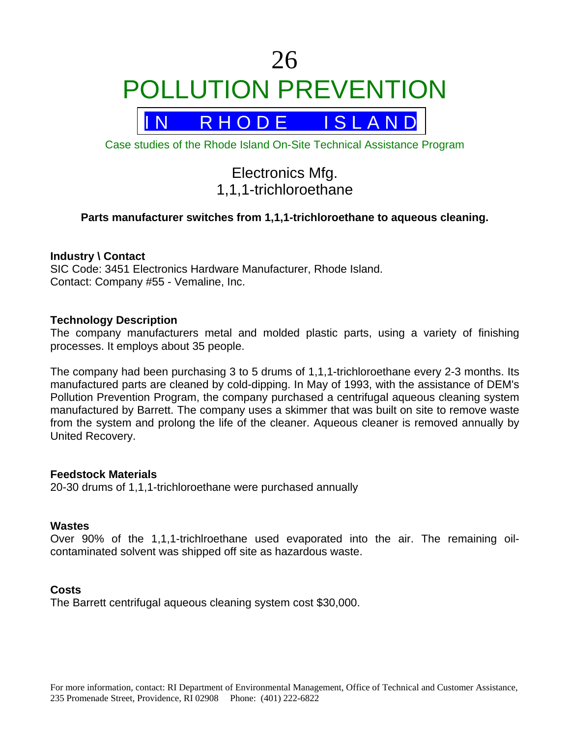# 26

# POLLUTION PREVENTION

## IN RHODE ISLAND

Case studies of the Rhode Island On-Site Technical Assistance Program

## Electronics Mfg.
## 1,1,1-trichloroethane

**Parts manufacturer switches from 1,1,1-trichloroethane to aqueous cleaning.**

**Industry \ Contact**
SIC Code: 3451 Electronics Hardware Manufacturer, Rhode Island.
Contact: Company #55 - Vemaline, Inc.

**Technology Description**

The company manufacturers metal and molded plastic parts, using a variety of finishing processes. It employs about 35 people.

The company had been purchasing 3 to 5 drums of 1,1,1-trichloroethane every 2-3 months. Its manufactured parts are cleaned by cold-dipping. In May of 1993, with the assistance of DEM's Pollution Prevention Program, the company purchased a centrifugal aqueous cleaning system manufactured by Barrett. The company uses a skimmer that was built on site to remove waste from the system and prolong the life of the cleaner. Aqueous cleaner is removed annually by United Recovery.

**Feedstock Materials**

20-30 drums of 1,1,1-trichloroethane were purchased annually

**Wastes**

Over 90% of the 1,1,1-trichlroethane used evaporated into the air. The remaining oil-contaminated solvent was shipped off site as hazardous waste.

**Costs**

The Barrett centrifugal aqueous cleaning system cost $30,000.

For more information, contact: RI Department of Environmental Management, Office of Technical and Customer Assistance, 235 Promenade Street, Providence, RI 02908 Phone: (401) 222-6822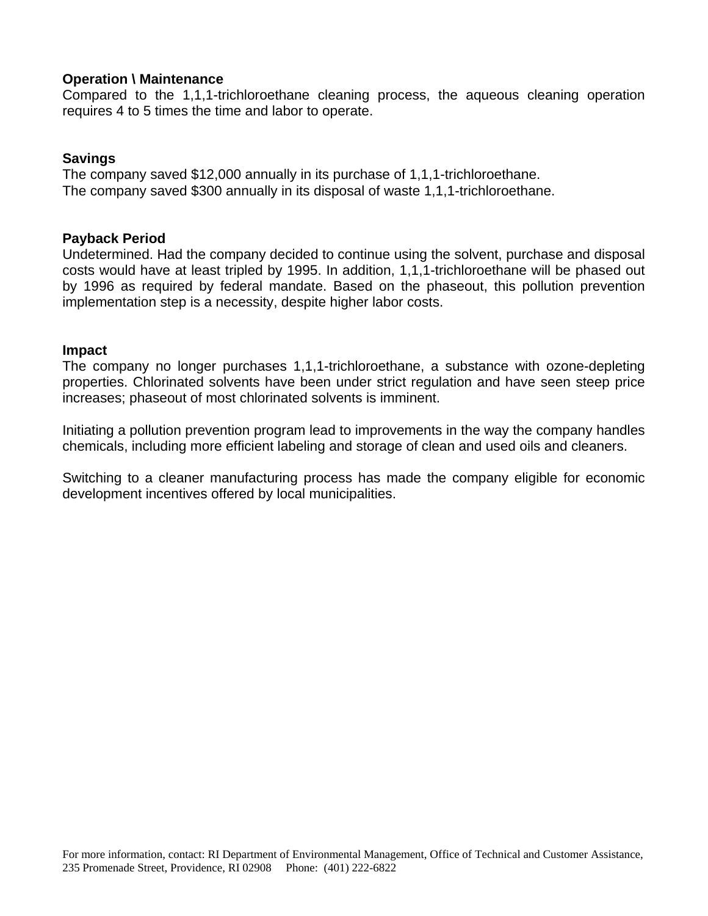**Operation \ Maintenance**
Compared to the 1,1,1-trichloroethane cleaning process, the aqueous cleaning operation requires 4 to 5 times the time and labor to operate.

**Savings**
The company saved $12,000 annually in its purchase of 1,1,1-trichloroethane.
The company saved $300 annually in its disposal of waste 1,1,1-trichloroethane.

**Payback Period**
Undetermined. Had the company decided to continue using the solvent, purchase and disposal costs would have at least tripled by 1995. In addition, 1,1,1-trichloroethane will be phased out by 1996 as required by federal mandate. Based on the phaseout, this pollution prevention implementation step is a necessity, despite higher labor costs.

**Impact**
The company no longer purchases 1,1,1-trichloroethane, a substance with ozone-depleting properties. Chlorinated solvents have been under strict regulation and have seen steep price increases; phaseout of most chlorinated solvents is imminent.

Initiating a pollution prevention program lead to improvements in the way the company handles chemicals, including more efficient labeling and storage of clean and used oils and cleaners.

Switching to a cleaner manufacturing process has made the company eligible for economic development incentives offered by local municipalities.

For more information, contact: RI Department of Environmental Management, Office of Technical and Customer Assistance, 235 Promenade Street, Providence, RI 02908 Phone: (401) 222-6822